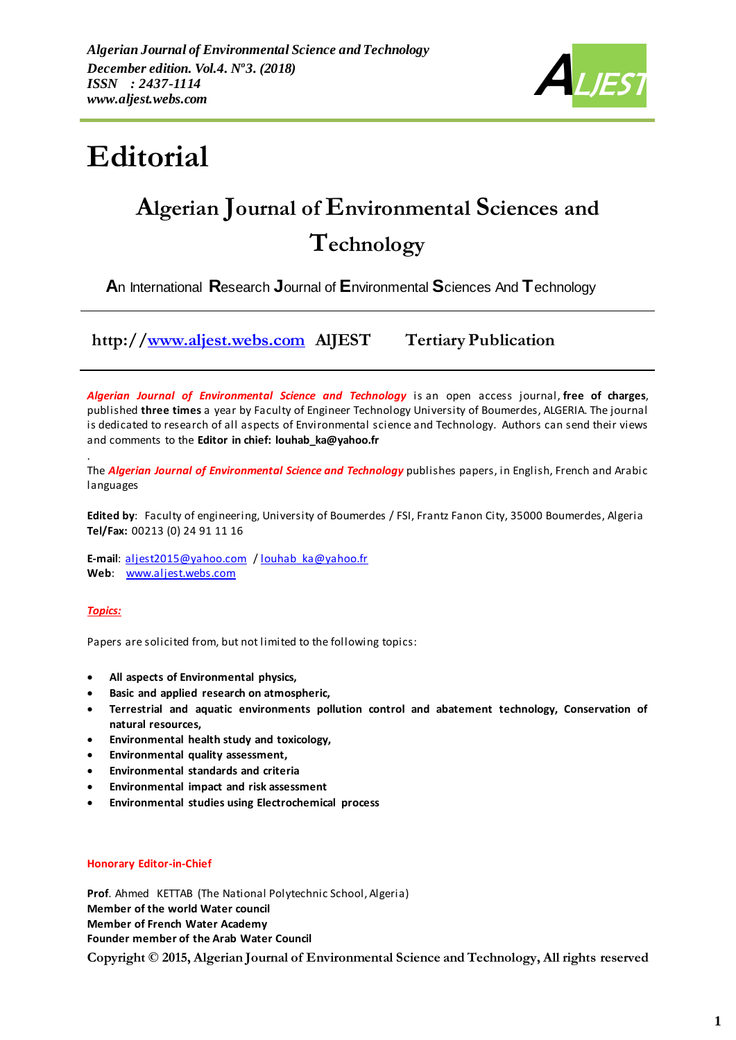# Editorial

## Algerian Journal of Environmental Sciences and Technology

**A**n International **R**esearch **J**ournal of **E**nvironmental **S**ciences And **T**echnology

---

**http://www.aljest.webs.com AlJEST Tertiary Publication**

---

***Algerian Journal of Environmental Science and Technology*** is an open access journal, **free of charges**, published **three times** a year by Faculty of Engineer Technology University of Boumerdes, ALGERIA. The journal is dedicated to research of all aspects of Environmental science and Technology. Authors can send their views and comments to the **Editor in chief: louhab_ka@yahoo.fr**

.

The ***Algerian Journal of Environmental Science and Technology*** publishes papers, in English, French and Arabic languages

**Edited by**: Faculty of engineering, University of Boumerdes / FSI, Frantz Fanon City, 35000 Boumerdes, Algeria
**Tel/Fax:** 00213 (0) 24 91 11 16

**E-mail**: aljest2015@yahoo.com / louhab_ka@yahoo.fr
**Web**: www.aljest.webs.com

***Topics:***

Papers are solicited from, but not limited to the following topics:

- **All aspects of Environmental physics,**
- **Basic and applied research on atmospheric,**
- **Terrestrial and aquatic environments pollution control and abatement technology, Conservation of natural resources,**
- **Environmental health study and toxicology,**
- **Environmental quality assessment,**
- **Environmental standards and criteria**
- **Environmental impact and risk assessment**
- **Environmental studies using Electrochemical process**

**Honorary Editor-in-Chief**

**Prof**. Ahmed KETTAB (The National Polytechnic School, Algeria)
**Member of the world Water council**
**Member of French Water Academy**
**Founder member of the Arab Water Council**

**Copyright © 2015, Algerian Journal of Environmental Science and Technology, All rights reserved**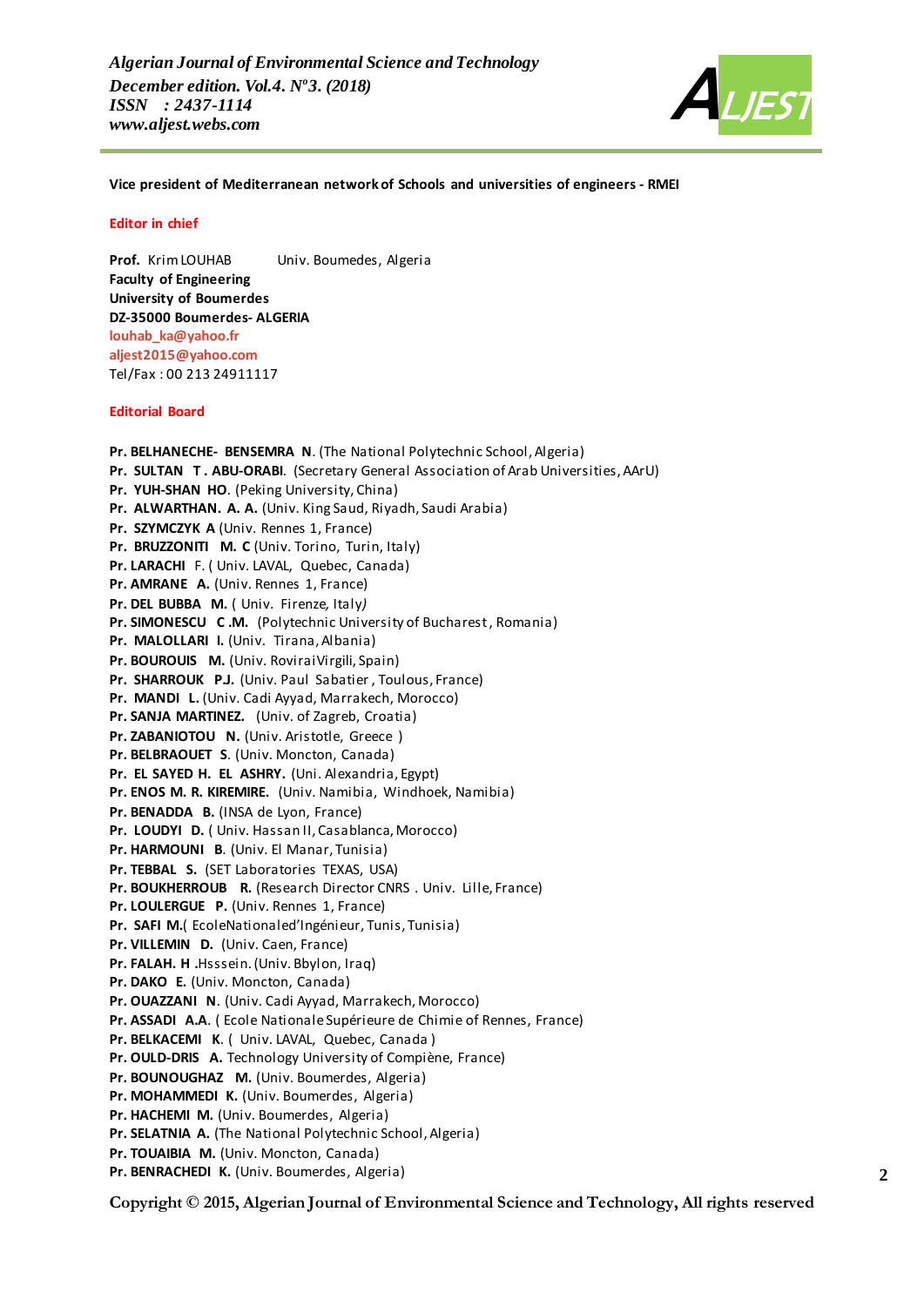**Vice president of Mediterranean network of Schools and universities of engineers - RMEI**

**Editor in chief**

**Prof.** Krim LOUHAB Univ. Boumedes, Algeria
**Faculty of Engineering**
**University of Boumerdes**
**DZ-35000 Boumerdes- ALGERIA**
**louhab_ka@yahoo.fr**
**aljest2015@yahoo.com**
Tel/Fax : 00 213 24911117

**Editorial Board**

**Pr. BELHANECHE- BENSEMRA N**. (The National Polytechnic School, Algeria)
**Pr. SULTAN T . ABU-ORABI**. (Secretary General Association of Arab Universities, AArU)
**Pr. YUH-SHAN HO**. (Peking University, China)
**Pr. ALWARTHAN. A. A.** (Univ. King Saud, Riyadh, Saudi Arabia)
**Pr. SZYMCZYK A** (Univ. Rennes 1, France)
**Pr. BRUZZONITI M. C** (Univ. Torino, Turin, Italy)
**Pr. LARACHI** F. ( Univ. LAVAL, Quebec, Canada)
**Pr. AMRANE A.** (Univ. Rennes 1, France)
**Pr. DEL BUBBA M.** ( Univ. Firenze, Italy)
**Pr. SIMONESCU C .M.** (Polytechnic University of Bucharest, Romania)
**Pr. MALOLLARI I.** (Univ. Tirana, Albania)
**Pr. BOUROUIS M.** (Univ. RoviraiVirgili, Spain)
**Pr. SHARROUK P.J.** (Univ. Paul Sabatier , Toulous, France)
**Pr. MANDI L.** (Univ. Cadi Ayyad, Marrakech, Morocco)
**Pr. SANJA MARTINEZ.** (Univ. of Zagreb, Croatia)
**Pr. ZABANIOTOU N.** (Univ. Aristotle, Greece )
**Pr. BELBRAOUET S**. (Univ. Moncton, Canada)
**Pr. EL SAYED H. EL ASHRY.** (Uni. Alexandria, Egypt)
**Pr. ENOS M. R. KIREMIRE.** (Univ. Namibia, Windhoek, Namibia)
**Pr. BENADDA B.** (INSA de Lyon, France)
**Pr. LOUDYI D.** ( Univ. Hassan II, Casablanca, Morocco)
**Pr. HARMOUNI B**. (Univ. El Manar, Tunisia)
**Pr. TEBBAL S.** (SET Laboratories TEXAS, USA)
**Pr. BOUKHERROUB R.** (Research Director CNRS . Univ. Lille, France)
**Pr. LOULERGUE P.** (Univ. Rennes 1, France)
**Pr. SAFI M.**( EcoleNationaled'Ingénieur, Tunis, Tunisia)
**Pr. VILLEMIN D.** (Univ. Caen, France)
**Pr. FALAH. H .**Hsssein. (Univ. Bbylon, Iraq)
**Pr. DAKO E.** (Univ. Moncton, Canada)
**Pr. OUAZZANI N**. (Univ. Cadi Ayyad, Marrakech, Morocco)
**Pr. ASSADI A.A**. ( Ecole Nationale Supérieure de Chimie of Rennes, France)
**Pr. BELKACEMI K**. ( Univ. LAVAL, Quebec, Canada )
**Pr. OULD-DRIS A.** Technology University of Compiène, France)
**Pr. BOUNOUGHAZ M.** (Univ. Boumerdes, Algeria)
**Pr. MOHAMMEDI K.** (Univ. Boumerdes, Algeria)
**Pr. HACHEMI M.** (Univ. Boumerdes, Algeria)
**Pr. SELATNIA A.** (The National Polytechnic School, Algeria)
**Pr. TOUAIBIA M.** (Univ. Moncton, Canada)
**Pr. BENRACHEDI K.** (Univ. Boumerdes, Algeria)

**Copyright © 2015, Algerian Journal of Environmental Science and Technology, All rights reserved**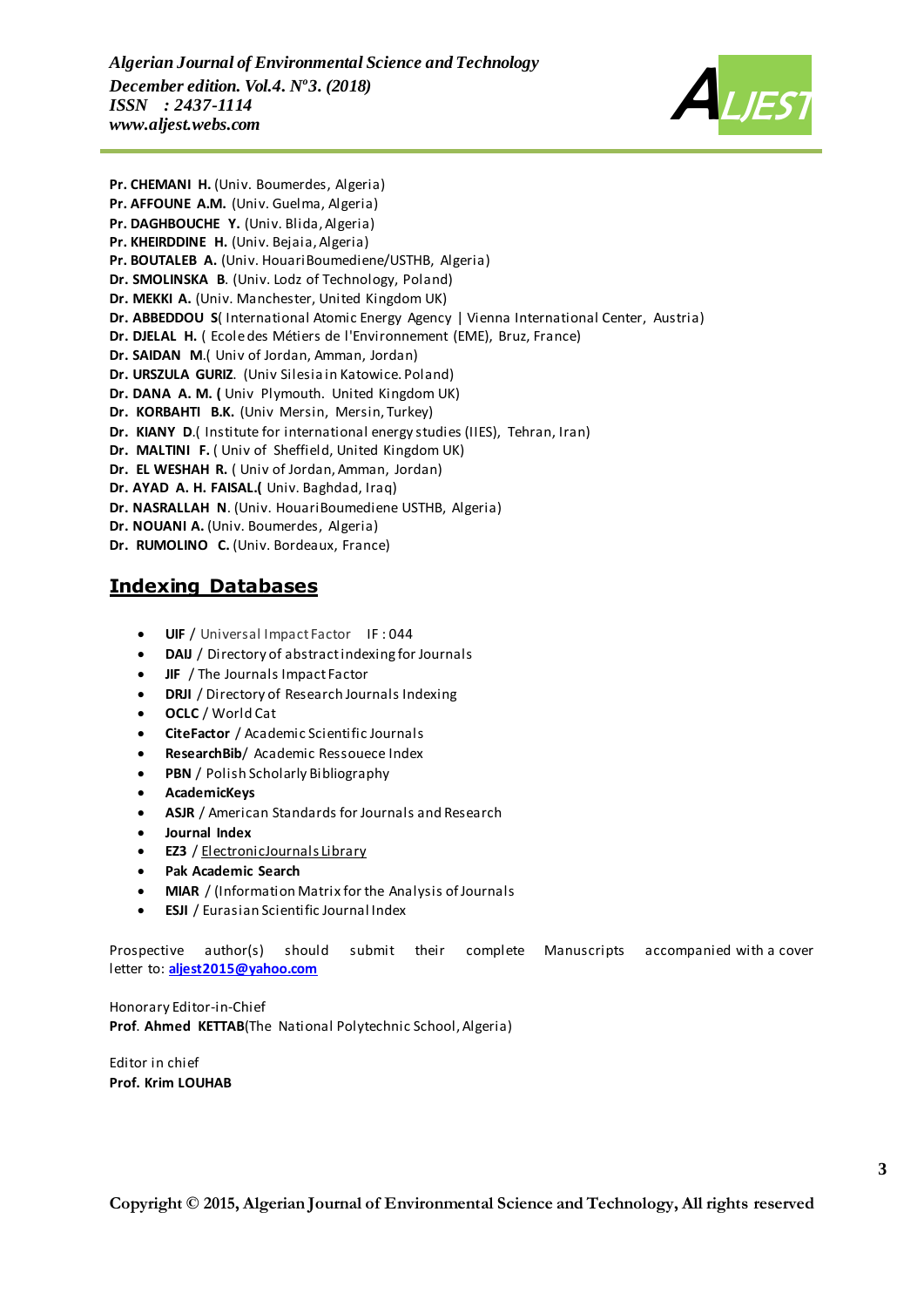**Pr. CHEMANI H.** (Univ. Boumerdes, Algeria)
**Pr. AFFOUNE A.M.** (Univ. Guelma, Algeria)
**Pr. DAGHBOUCHE Y.** (Univ. Blida, Algeria)
**Pr. KHEIRDDINE H.** (Univ. Bejaia, Algeria)
**Pr. BOUTALEB A.** (Univ. HouariBoumediene/USTHB, Algeria)
**Dr. SMOLINSKA B**. (Univ. Lodz of Technology, Poland)
**Dr. MEKKI A.** (Univ. Manchester, United Kingdom UK)
**Dr. ABBEDDOU S**( International Atomic Energy Agency | Vienna International Center, Austria)
**Dr. DJELAL H.** ( Ecole des Métiers de l'Environnement (EME), Bruz, France)
**Dr. SAIDAN M.**( Univ of Jordan, Amman, Jordan)
**Dr. URSZULA GURIZ**. (Univ Silesia in Katowice. Poland)
**Dr. DANA A. M. (** Univ Plymouth. United Kingdom UK)
**Dr. KORBAHTI B.K.** (Univ Mersin, Mersin, Turkey)
**Dr. KIANY D**.( Institute for international energy studies (IIES), Tehran, Iran)
**Dr. MALTINI F.** ( Univ of Sheffield, United Kingdom UK)
**Dr. EL WESHAH R.** ( Univ of Jordan, Amman, Jordan)
**Dr. AYAD A. H. FAISAL.(** Univ. Baghdad, Iraq)
**Dr. NASRALLAH N**. (Univ. HouariBoumediene USTHB, Algeria)
**Dr. NOUANI A.** (Univ. Boumerdes, Algeria)
**Dr. RUMOLINO C.** (Univ. Bordeaux, France)

## Indexing Databases

- **UIF** / Universal Impact Factor IF : 044
- **DAIJ** / Directory of abstract indexing for Journals
- **JIF** / The Journals Impact Factor
- **DRJI** / Directory of Research Journals Indexing
- **OCLC** / World Cat
- **CiteFactor** / Academic Scientific Journals
- **ResearchBib**/ Academic Ressouece Index
- **PBN** / Polish Scholarly Bibliography
- **AcademicKeys**
- **ASJR** / American Standards for Journals and Research
- **Journal Index**
- **EZ3** / ElectronicJournals Library
- **Pak Academic Search**
- **MIAR** / (Information Matrix for the Analysis of Journals
- **ESJI** / Eurasian Scientific Journal Index

Prospective author(s) should submit their complete Manuscripts accompanied with a cover letter to: **aljest2015@yahoo.com**

Honorary Editor-in-Chief
**Prof**. **Ahmed KETTAB**(The National Polytechnic School, Algeria)

Editor in chief
**Prof. Krim LOUHAB**